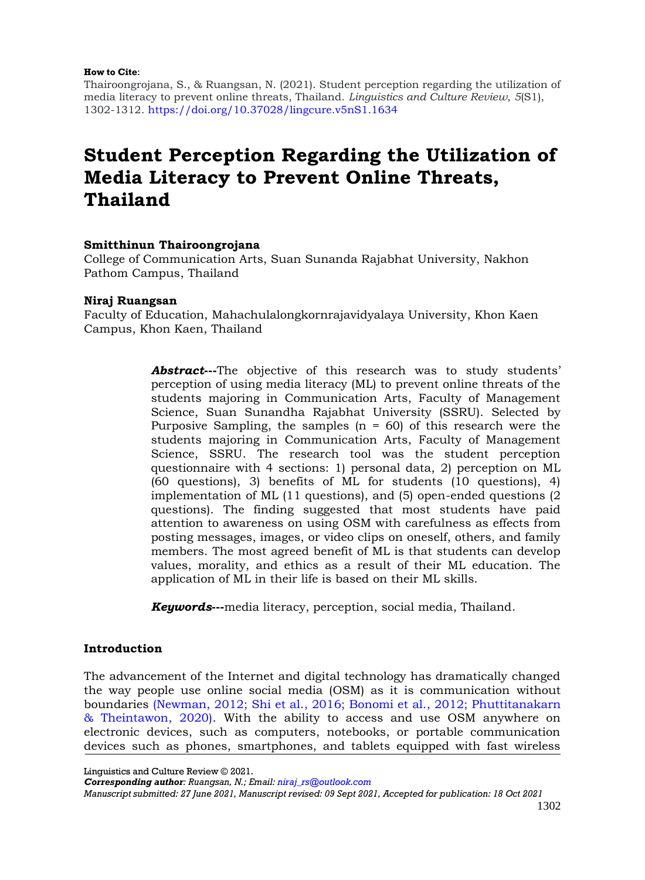**How to Cite**:

Thairoongrojana, S., & Ruangsan, N. (2021). Student perception regarding the utilization of media literacy to prevent online threats, Thailand. *Linguistics and Culture Review*, *5*(S1), 1302-1312. https://doi.org/10.37028/lingcure.v5nS1.1634

# Student Perception Regarding the Utilization of Media Literacy to Prevent Online Threats, Thailand

**Smitthinun Thairoongrojana**

College of Communication Arts, Suan Sunanda Rajabhat University, Nakhon Pathom Campus, Thailand

**Niraj Ruangsan**

Faculty of Education, Mahachulalongkornrajavidyalaya University, Khon Kaen Campus, Khon Kaen, Thailand

***Abstract*---**The objective of this research was to study students' perception of using media literacy (ML) to prevent online threats of the students majoring in Communication Arts, Faculty of Management Science, Suan Sunandha Rajabhat University (SSRU). Selected by Purposive Sampling, the samples (n = 60) of this research were the students majoring in Communication Arts, Faculty of Management Science, SSRU. The research tool was the student perception questionnaire with 4 sections: 1) personal data, 2) perception on ML (60 questions), 3) benefits of ML for students (10 questions), 4) implementation of ML (11 questions), and (5) open-ended questions (2 questions). The finding suggested that most students have paid attention to awareness on using OSM with carefulness as effects from posting messages, images, or video clips on oneself, others, and family members. The most agreed benefit of ML is that students can develop values, morality, and ethics as a result of their ML education. The application of ML in their life is based on their ML skills.

***Keywords*---**media literacy, perception, social media, Thailand.

## Introduction

The advancement of the Internet and digital technology has dramatically changed the way people use online social media (OSM) as it is communication without boundaries (Newman, 2012; Shi et al., 2016; Bonomi et al., 2012; Phuttitanakarn & Theintawon, 2020). With the ability to access and use OSM anywhere on electronic devices, such as computers, notebooks, or portable communication devices such as phones, smartphones, and tablets equipped with fast wireless

Linguistics and Culture Review © 2021.

***Corresponding author****: Ruangsan, N.; Email: niraj_rs@outlook.com*

*Manuscript submitted: 27 June 2021, Manuscript revised: 09 Sept 2021, Accepted for publication: 18 Oct 2021*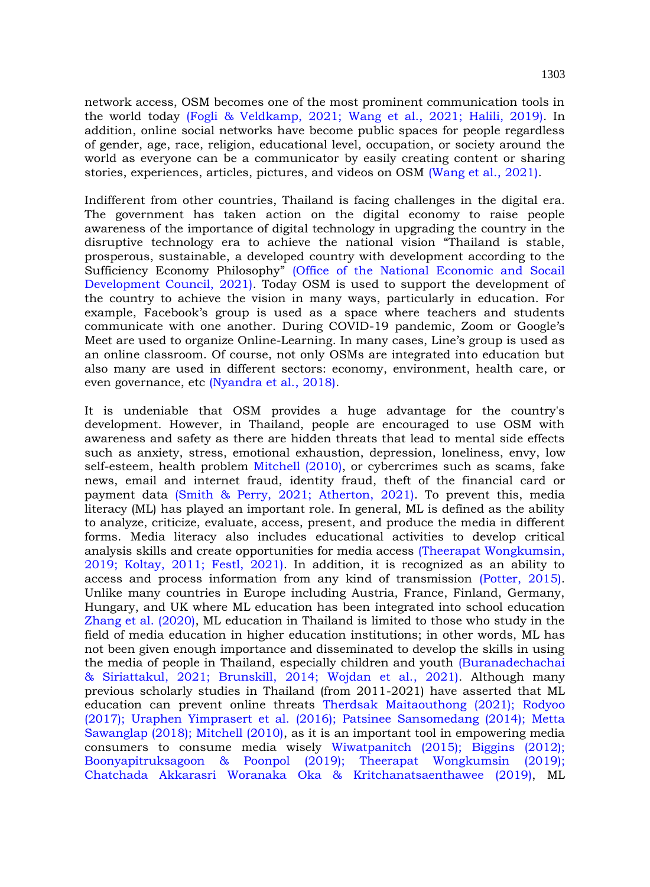network access, OSM becomes one of the most prominent communication tools in the world today (Fogli & Veldkamp, 2021; Wang et al., 2021; Halili, 2019). In addition, online social networks have become public spaces for people regardless of gender, age, race, religion, educational level, occupation, or society around the world as everyone can be a communicator by easily creating content or sharing stories, experiences, articles, pictures, and videos on OSM (Wang et al., 2021).

Indifferent from other countries, Thailand is facing challenges in the digital era. The government has taken action on the digital economy to raise people awareness of the importance of digital technology in upgrading the country in the disruptive technology era to achieve the national vision "Thailand is stable, prosperous, sustainable, a developed country with development according to the Sufficiency Economy Philosophy" (Office of the National Economic and Socail Development Council, 2021). Today OSM is used to support the development of the country to achieve the vision in many ways, particularly in education. For example, Facebook's group is used as a space where teachers and students communicate with one another. During COVID-19 pandemic, Zoom or Google's Meet are used to organize Online-Learning. In many cases, Line's group is used as an online classroom. Of course, not only OSMs are integrated into education but also many are used in different sectors: economy, environment, health care, or even governance, etc (Nyandra et al., 2018).

It is undeniable that OSM provides a huge advantage for the country's development. However, in Thailand, people are encouraged to use OSM with awareness and safety as there are hidden threats that lead to mental side effects such as anxiety, stress, emotional exhaustion, depression, loneliness, envy, low self-esteem, health problem Mitchell (2010), or cybercrimes such as scams, fake news, email and internet fraud, identity fraud, theft of the financial card or payment data (Smith & Perry, 2021; Atherton, 2021). To prevent this, media literacy (ML) has played an important role. In general, ML is defined as the ability to analyze, criticize, evaluate, access, present, and produce the media in different forms. Media literacy also includes educational activities to develop critical analysis skills and create opportunities for media access (Theerapat Wongkumsin, 2019; Koltay, 2011; Festl, 2021). In addition, it is recognized as an ability to access and process information from any kind of transmission (Potter, 2015). Unlike many countries in Europe including Austria, France, Finland, Germany, Hungary, and UK where ML education has been integrated into school education Zhang et al. (2020), ML education in Thailand is limited to those who study in the field of media education in higher education institutions; in other words, ML has not been given enough importance and disseminated to develop the skills in using the media of people in Thailand, especially children and youth (Buranadechachai & Siriattakul, 2021; Brunskill, 2014; Wojdan et al., 2021). Although many previous scholarly studies in Thailand (from 2011-2021) have asserted that ML education can prevent online threats Therdsak Maitaouthong (2021); Rodyoo (2017); Uraphen Yimprasert et al. (2016); Patsinee Sansomedang (2014); Metta Sawanglap (2018); Mitchell (2010), as it is an important tool in empowering media consumers to consume media wisely Wiwatpanitch (2015); Biggins (2012); Boonyapitruksagoon & Poonpol (2019); Theerapat Wongkumsin (2019); Chatchada Akkarasri Woranaka Oka & Kritchanatsaenthawee (2019), ML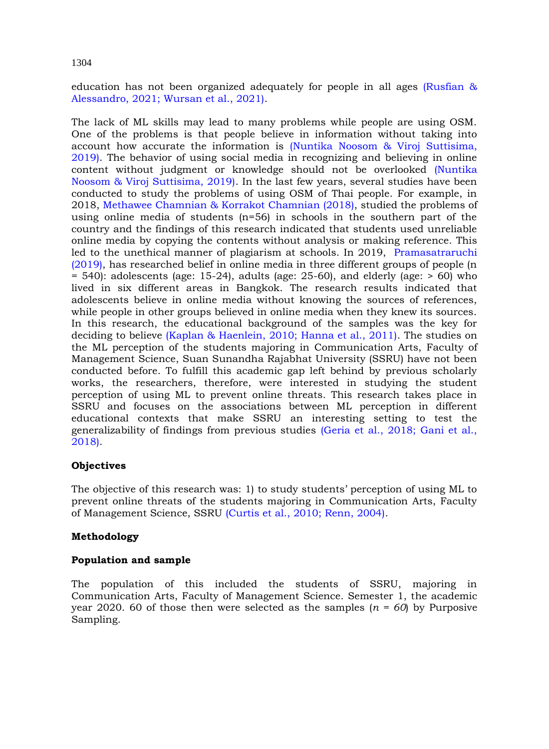education has not been organized adequately for people in all ages (Rusfian & Alessandro, 2021; Wursan et al., 2021).

The lack of ML skills may lead to many problems while people are using OSM. One of the problems is that people believe in information without taking into account how accurate the information is (Nuntika Noosom & Viroj Suttisima, 2019). The behavior of using social media in recognizing and believing in online content without judgment or knowledge should not be overlooked (Nuntika Noosom & Viroj Suttisima, 2019). In the last few years, several studies have been conducted to study the problems of using OSM of Thai people. For example, in 2018, Methawee Chamnian & Korrakot Chamnian (2018), studied the problems of using online media of students (n=56) in schools in the southern part of the country and the findings of this research indicated that students used unreliable online media by copying the contents without analysis or making reference. This led to the unethical manner of plagiarism at schools. In 2019, Pramasatraruchi (2019), has researched belief in online media in three different groups of people (n = 540): adolescents (age: 15-24), adults (age: 25-60), and elderly (age: > 60) who lived in six different areas in Bangkok. The research results indicated that adolescents believe in online media without knowing the sources of references, while people in other groups believed in online media when they knew its sources. In this research, the educational background of the samples was the key for deciding to believe (Kaplan & Haenlein, 2010; Hanna et al., 2011). The studies on the ML perception of the students majoring in Communication Arts, Faculty of Management Science, Suan Sunandha Rajabhat University (SSRU) have not been conducted before. To fulfill this academic gap left behind by previous scholarly works, the researchers, therefore, were interested in studying the student perception of using ML to prevent online threats. This research takes place in SSRU and focuses on the associations between ML perception in different educational contexts that make SSRU an interesting setting to test the generalizability of findings from previous studies (Geria et al., 2018; Gani et al., 2018).

## Objectives

The objective of this research was: 1) to study students' perception of using ML to prevent online threats of the students majoring in Communication Arts, Faculty of Management Science, SSRU (Curtis et al., 2010; Renn, 2004).

## Methodology

### Population and sample

The population of this included the students of SSRU, majoring in Communication Arts, Faculty of Management Science. Semester 1, the academic year 2020. 60 of those then were selected as the samples ($n = 60$) by Purposive Sampling.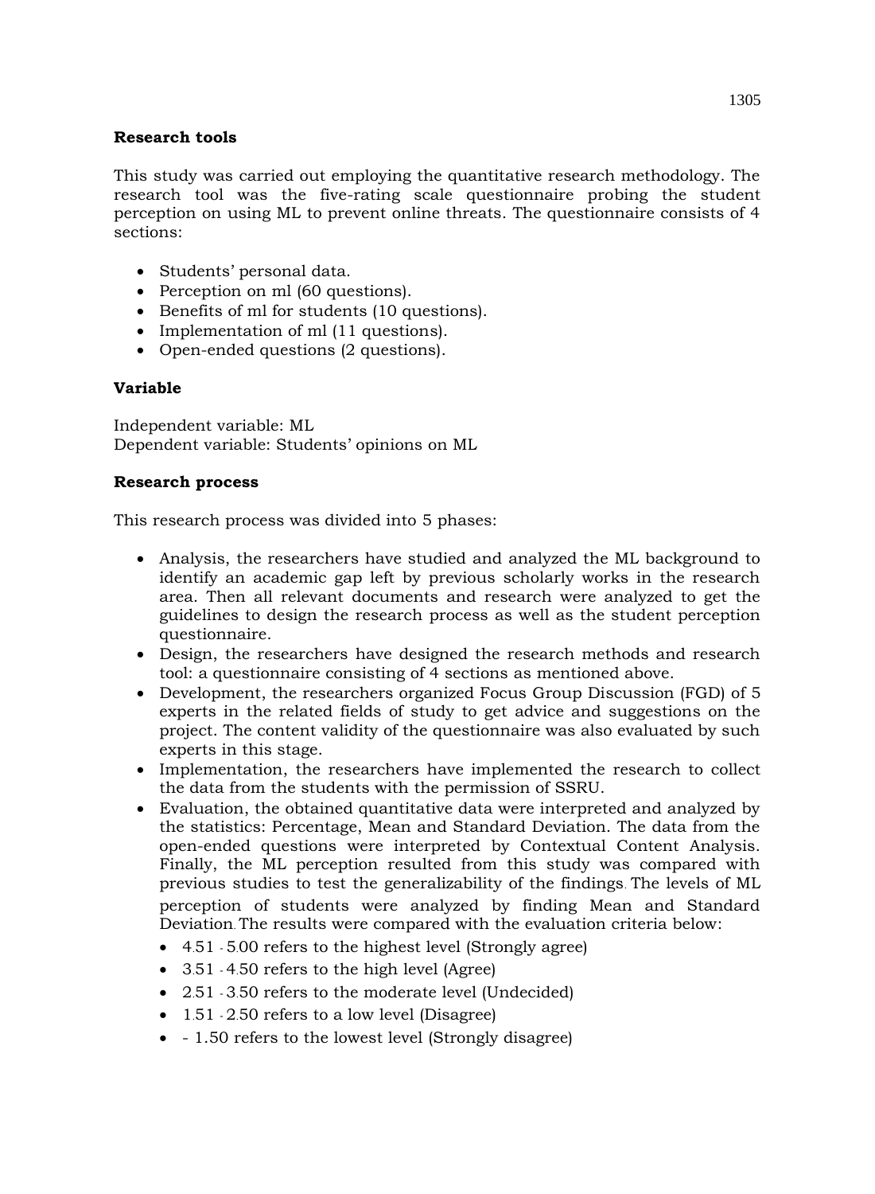### Research tools

This study was carried out employing the quantitative research methodology. The research tool was the five-rating scale questionnaire probing the student perception on using ML to prevent online threats. The questionnaire consists of 4 sections:

- Students' personal data.
- Perception on ml (60 questions).
- Benefits of ml for students (10 questions).
- Implementation of ml (11 questions).
- Open-ended questions (2 questions).

### Variable

Independent variable: ML
Dependent variable: Students' opinions on ML

### Research process

This research process was divided into 5 phases:

- Analysis, the researchers have studied and analyzed the ML background to identify an academic gap left by previous scholarly works in the research area. Then all relevant documents and research were analyzed to get the guidelines to design the research process as well as the student perception questionnaire.
- Design, the researchers have designed the research methods and research tool: a questionnaire consisting of 4 sections as mentioned above.
- Development, the researchers organized Focus Group Discussion (FGD) of 5 experts in the related fields of study to get advice and suggestions on the project. The content validity of the questionnaire was also evaluated by such experts in this stage.
- Implementation, the researchers have implemented the research to collect the data from the students with the permission of SSRU.
- Evaluation, the obtained quantitative data were interpreted and analyzed by the statistics: Percentage, Mean and Standard Deviation. The data from the open-ended questions were interpreted by Contextual Content Analysis. Finally, the ML perception resulted from this study was compared with previous studies to test the generalizability of the findings. The levels of ML perception of students were analyzed by finding Mean and Standard Deviation. The results were compared with the evaluation criteria below:
  - 4.51 - 5.00 refers to the highest level (Strongly agree)
  - 3.51 - 4.50 refers to the high level (Agree)
  - 2.51 - 3.50 refers to the moderate level (Undecided)
  - 1.51 - 2.50 refers to a low level (Disagree)
  - - 1.50 refers to the lowest level (Strongly disagree)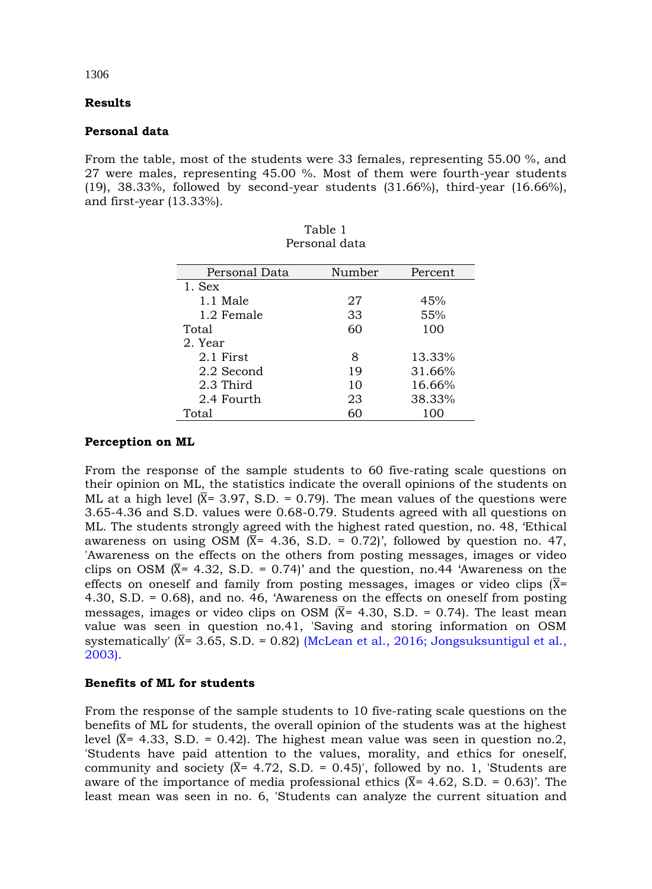## Results

### Personal data

From the table, most of the students were 33 females, representing 55.00 %, and 27 were males, representing 45.00 %. Most of them were fourth-year students (19), 38.33%, followed by second-year students (31.66%), third-year (16.66%), and first-year (13.33%).

Table 1
Personal data

| Personal Data | Number | Percent |
|---|---|---|
| 1. Sex | | |
| 1.1 Male | 27 | 45% |
| 1.2 Female | 33 | 55% |
| Total | 60 | 100 |
| 2. Year | | |
| 2.1 First | 8 | 13.33% |
| 2.2 Second | 19 | 31.66% |
| 2.3 Third | 10 | 16.66% |
| 2.4 Fourth | 23 | 38.33% |
| Total | 60 | 100 |

### Perception on ML

From the response of the sample students to 60 five-rating scale questions on their opinion on ML, the statistics indicate the overall opinions of the students on ML at a high level ($\bar{X}$= 3.97, S.D. = 0.79). The mean values of the questions were 3.65-4.36 and S.D. values were 0.68-0.79. Students agreed with all questions on ML. The students strongly agreed with the highest rated question, no. 48, 'Ethical awareness on using OSM ($\bar{X}$= 4.36, S.D. = 0.72)', followed by question no. 47, 'Awareness on the effects on the others from posting messages, images or video clips on OSM ($\bar{X}$= 4.32, S.D. = 0.74)' and the question, no.44 'Awareness on the effects on oneself and family from posting messages, images or video clips ($\bar{X}$= 4.30, S.D. = 0.68), and no. 46, 'Awareness on the effects on oneself from posting messages, images or video clips on OSM ($\bar{X}$= 4.30, S.D. = 0.74). The least mean value was seen in question no.41, 'Saving and storing information on OSM systematically' ($\bar{X}$= 3.65, S.D. = 0.82) (McLean et al., 2016; Jongsuksuntigul et al., 2003).

### Benefits of ML for students

From the response of the sample students to 10 five-rating scale questions on the benefits of ML for students, the overall opinion of the students was at the highest level ($\bar{X}$= 4.33, S.D. = 0.42). The highest mean value was seen in question no.2, 'Students have paid attention to the values, morality, and ethics for oneself, community and society ($\bar{X}$= 4.72, S.D. = 0.45)', followed by no. 1, 'Students are aware of the importance of media professional ethics ($\bar{X}$= 4.62, S.D. = 0.63)'. The least mean was seen in no. 6, 'Students can analyze the current situation and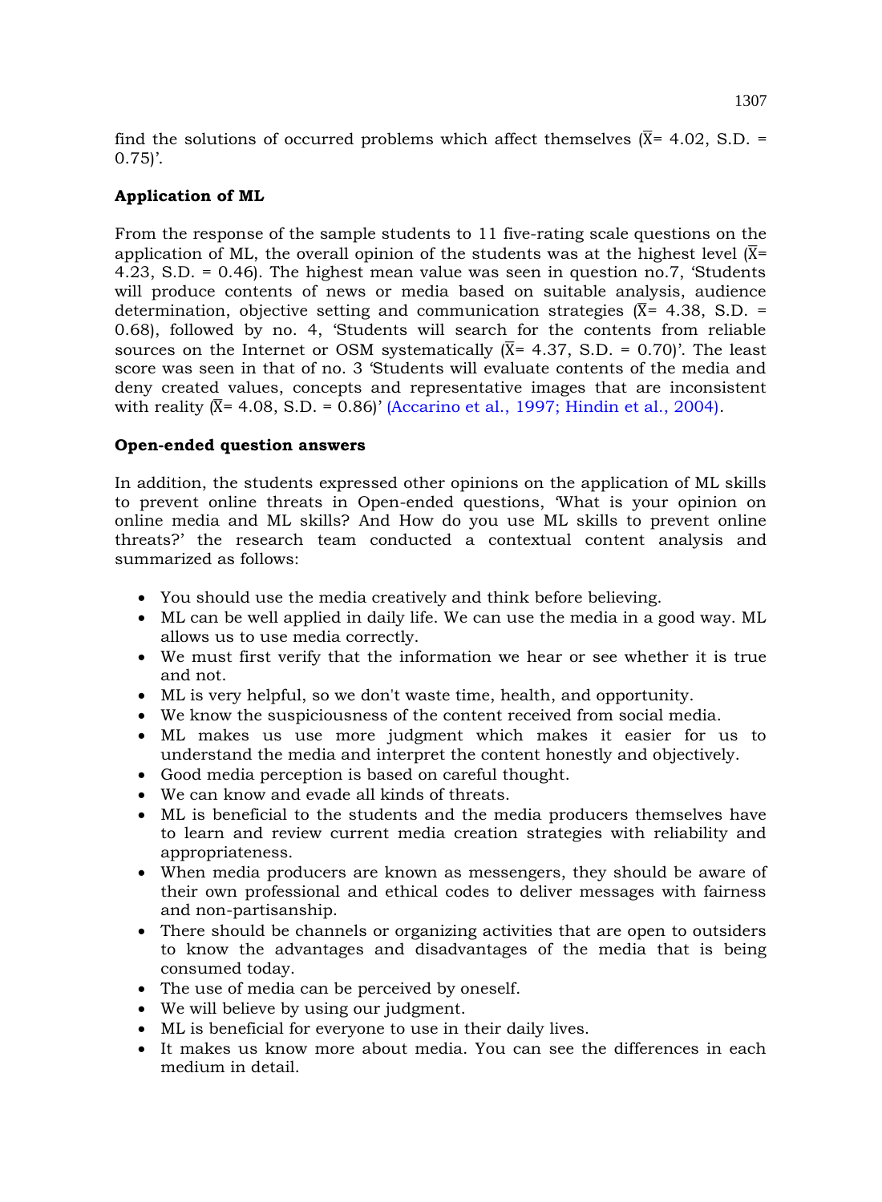find the solutions of occurred problems which affect themselves ($\overline{X}$= 4.02, S.D. = 0.75)'.

**Application of ML**

From the response of the sample students to 11 five-rating scale questions on the application of ML, the overall opinion of the students was at the highest level ($\overline{X}$= 4.23, S.D. = 0.46). The highest mean value was seen in question no.7, 'Students will produce contents of news or media based on suitable analysis, audience determination, objective setting and communication strategies ($\overline{X}$= 4.38, S.D. = 0.68), followed by no. 4, 'Students will search for the contents from reliable sources on the Internet or OSM systematically ($\overline{X}$= 4.37, S.D. = 0.70)'. The least score was seen in that of no. 3 'Students will evaluate contents of the media and deny created values, concepts and representative images that are inconsistent with reality ($\overline{X}$= 4.08, S.D. = 0.86)' (Accarino et al., 1997; Hindin et al., 2004).

**Open-ended question answers**

In addition, the students expressed other opinions on the application of ML skills to prevent online threats in Open-ended questions, 'What is your opinion on online media and ML skills? And How do you use ML skills to prevent online threats?' the research team conducted a contextual content analysis and summarized as follows:

- You should use the media creatively and think before believing.
- ML can be well applied in daily life. We can use the media in a good way. ML allows us to use media correctly.
- We must first verify that the information we hear or see whether it is true and not.
- ML is very helpful, so we don't waste time, health, and opportunity.
- We know the suspiciousness of the content received from social media.
- ML makes us use more judgment which makes it easier for us to understand the media and interpret the content honestly and objectively.
- Good media perception is based on careful thought.
- We can know and evade all kinds of threats.
- ML is beneficial to the students and the media producers themselves have to learn and review current media creation strategies with reliability and appropriateness.
- When media producers are known as messengers, they should be aware of their own professional and ethical codes to deliver messages with fairness and non-partisanship.
- There should be channels or organizing activities that are open to outsiders to know the advantages and disadvantages of the media that is being consumed today.
- The use of media can be perceived by oneself.
- We will believe by using our judgment.
- ML is beneficial for everyone to use in their daily lives.
- It makes us know more about media. You can see the differences in each medium in detail.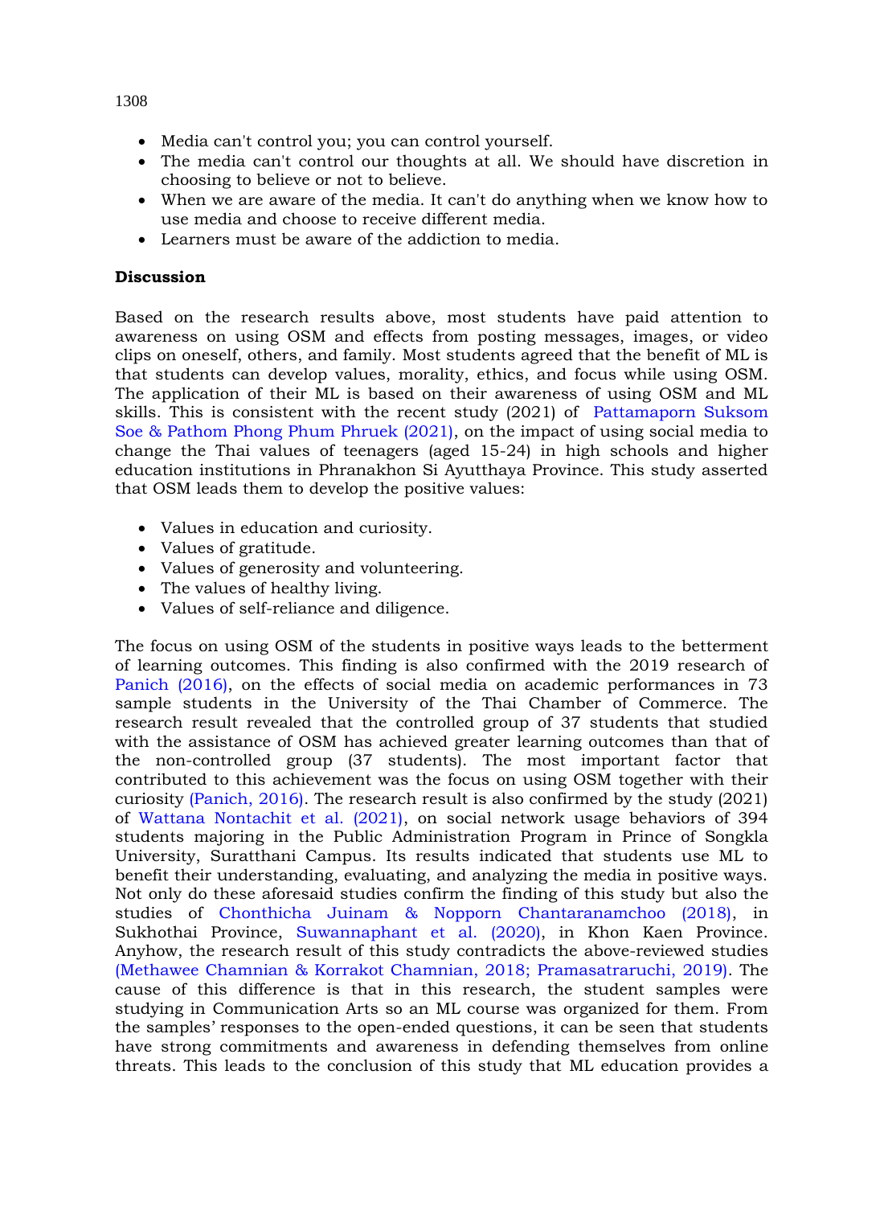- Media can't control you; you can control yourself.
- The media can't control our thoughts at all. We should have discretion in choosing to believe or not to believe.
- When we are aware of the media. It can't do anything when we know how to use media and choose to receive different media.
- Learners must be aware of the addiction to media.

**Discussion**

Based on the research results above, most students have paid attention to awareness on using OSM and effects from posting messages, images, or video clips on oneself, others, and family. Most students agreed that the benefit of ML is that students can develop values, morality, ethics, and focus while using OSM. The application of their ML is based on their awareness of using OSM and ML skills. This is consistent with the recent study (2021) of Pattamaporn Suksom Soe & Pathom Phong Phum Phruek (2021), on the impact of using social media to change the Thai values of teenagers (aged 15-24) in high schools and higher education institutions in Phranakhon Si Ayutthaya Province. This study asserted that OSM leads them to develop the positive values:

- Values in education and curiosity.
- Values of gratitude.
- Values of generosity and volunteering.
- The values of healthy living.
- Values of self-reliance and diligence.

The focus on using OSM of the students in positive ways leads to the betterment of learning outcomes. This finding is also confirmed with the 2019 research of Panich (2016), on the effects of social media on academic performances in 73 sample students in the University of the Thai Chamber of Commerce. The research result revealed that the controlled group of 37 students that studied with the assistance of OSM has achieved greater learning outcomes than that of the non-controlled group (37 students). The most important factor that contributed to this achievement was the focus on using OSM together with their curiosity (Panich, 2016). The research result is also confirmed by the study (2021) of Wattana Nontachit et al. (2021), on social network usage behaviors of 394 students majoring in the Public Administration Program in Prince of Songkla University, Suratthani Campus. Its results indicated that students use ML to benefit their understanding, evaluating, and analyzing the media in positive ways. Not only do these aforesaid studies confirm the finding of this study but also the studies of Chonthicha Juinam & Nopporn Chantaranamchoo (2018), in Sukhothai Province, Suwannaphant et al. (2020), in Khon Kaen Province. Anyhow, the research result of this study contradicts the above-reviewed studies (Methawee Chamnian & Korrakot Chamnian, 2018; Pramasatraruchi, 2019). The cause of this difference is that in this research, the student samples were studying in Communication Arts so an ML course was organized for them. From the samples' responses to the open-ended questions, it can be seen that students have strong commitments and awareness in defending themselves from online threats. This leads to the conclusion of this study that ML education provides a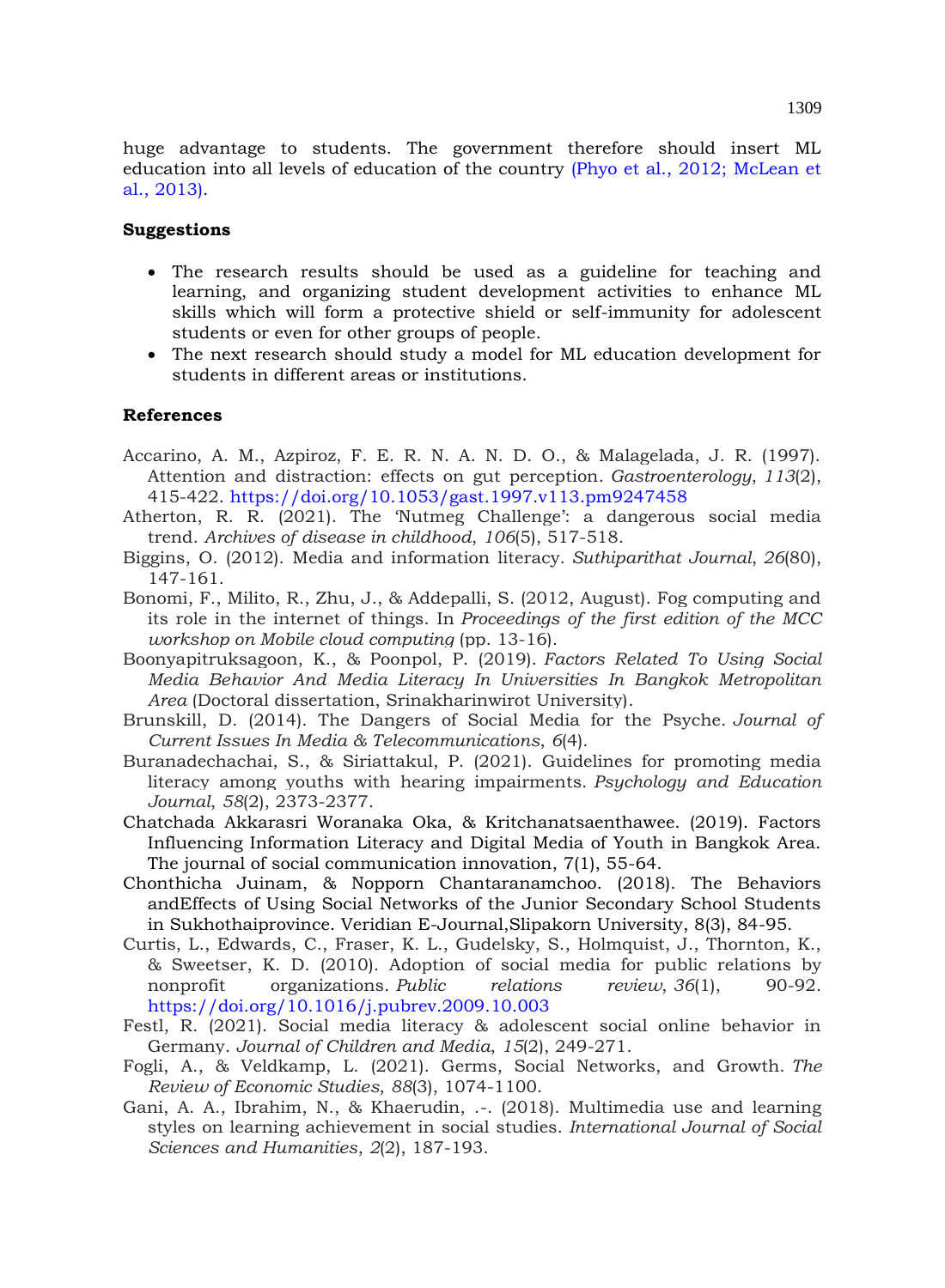huge advantage to students. The government therefore should insert ML education into all levels of education of the country (Phyo et al., 2012; McLean et al., 2013).

### Suggestions

- The research results should be used as a guideline for teaching and learning, and organizing student development activities to enhance ML skills which will form a protective shield or self-immunity for adolescent students or even for other groups of people.
- The next research should study a model for ML education development for students in different areas or institutions.

### References

Accarino, A. M., Azpiroz, F. E. R. N. A. N. D. O., & Malagelada, J. R. (1997). Attention and distraction: effects on gut perception. *Gastroenterology*, *113*(2), 415-422. https://doi.org/10.1053/gast.1997.v113.pm9247458

Atherton, R. R. (2021). The 'Nutmeg Challenge': a dangerous social media trend. *Archives of disease in childhood*, *106*(5), 517-518.

Biggins, O. (2012). Media and information literacy. *Suthiparithat Journal*, *26*(80), 147-161.

Bonomi, F., Milito, R., Zhu, J., & Addepalli, S. (2012, August). Fog computing and its role in the internet of things. In *Proceedings of the first edition of the MCC workshop on Mobile cloud computing* (pp. 13-16).

Boonyapitruksagoon, K., & Poonpol, P. (2019). *Factors Related To Using Social Media Behavior And Media Literacy In Universities In Bangkok Metropolitan Area* (Doctoral dissertation, Srinakharinwirot University).

Brunskill, D. (2014). The Dangers of Social Media for the Psyche. *Journal of Current Issues In Media & Telecommunications*, *6*(4).

Buranadechachai, S., & Siriattakul, P. (2021). Guidelines for promoting media literacy among youths with hearing impairments. *Psychology and Education Journal*, *58*(2), 2373-2377.

Chatchada Akkarasri Woranaka Oka, & Kritchanatsaenthawee. (2019). Factors Influencing Information Literacy and Digital Media of Youth in Bangkok Area. The journal of social communication innovation, 7(1), 55-64.

Chonthicha Juinam, & Nopporn Chantaranamchoo. (2018). The Behaviors andEffects of Using Social Networks of the Junior Secondary School Students in Sukhothaiprovince. Veridian E-Journal,Slipakorn University, 8(3), 84-95.

Curtis, L., Edwards, C., Fraser, K. L., Gudelsky, S., Holmquist, J., Thornton, K., & Sweetser, K. D. (2010). Adoption of social media for public relations by nonprofit organizations. *Public relations review*, *36*(1), 90-92. https://doi.org/10.1016/j.pubrev.2009.10.003

Festl, R. (2021). Social media literacy & adolescent social online behavior in Germany. *Journal of Children and Media*, *15*(2), 249-271.

Fogli, A., & Veldkamp, L. (2021). Germs, Social Networks, and Growth. *The Review of Economic Studies*, *88*(3), 1074-1100.

Gani, A. A., Ibrahim, N., & Khaerudin, .-. (2018). Multimedia use and learning styles on learning achievement in social studies. *International Journal of Social Sciences and Humanities*, *2*(2), 187-193.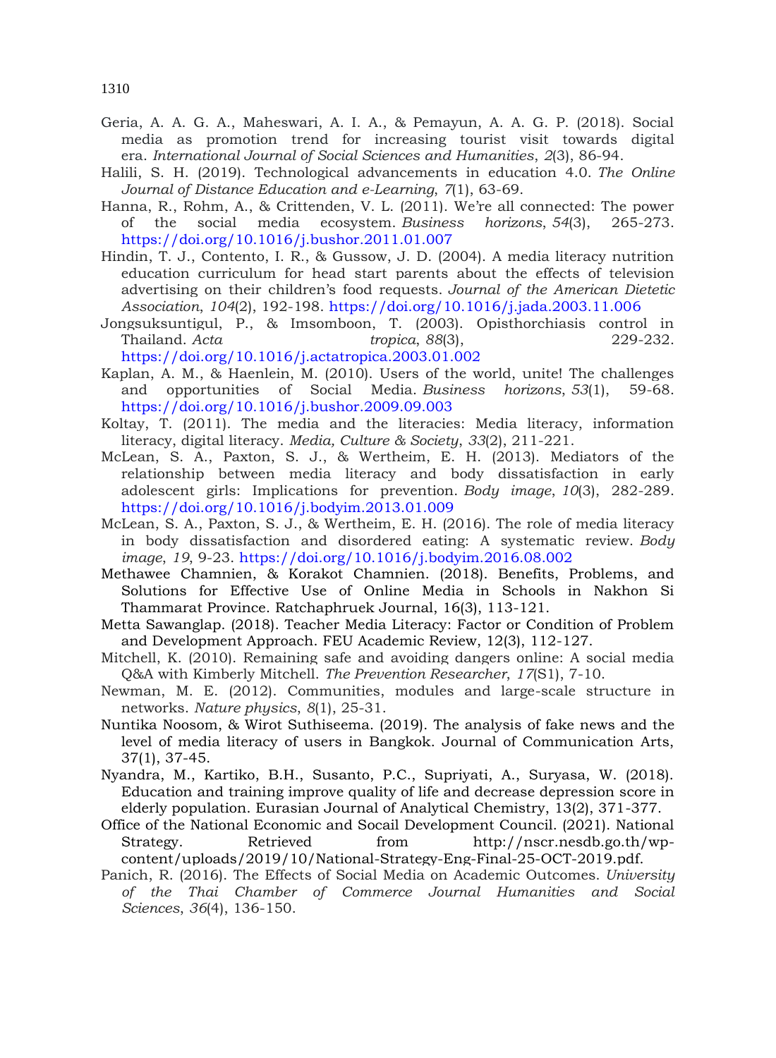Geria, A. A. G. A., Maheswari, A. I. A., & Pemayun, A. A. G. P. (2018). Social media as promotion trend for increasing tourist visit towards digital era. *International Journal of Social Sciences and Humanities*, *2*(3), 86-94.

Halili, S. H. (2019). Technological advancements in education 4.0. *The Online Journal of Distance Education and e-Learning*, *7*(1), 63-69.

Hanna, R., Rohm, A., & Crittenden, V. L. (2011). We're all connected: The power of the social media ecosystem. *Business horizons*, *54*(3), 265-273. https://doi.org/10.1016/j.bushor.2011.01.007

Hindin, T. J., Contento, I. R., & Gussow, J. D. (2004). A media literacy nutrition education curriculum for head start parents about the effects of television advertising on their children's food requests. *Journal of the American Dietetic Association*, *104*(2), 192-198. https://doi.org/10.1016/j.jada.2003.11.006

Jongsuksuntigul, P., & Imsomboon, T. (2003). Opisthorchiasis control in Thailand. *Acta tropica*, *88*(3), 229-232. https://doi.org/10.1016/j.actatropica.2003.01.002

Kaplan, A. M., & Haenlein, M. (2010). Users of the world, unite! The challenges and opportunities of Social Media. *Business horizons*, *53*(1), 59-68. https://doi.org/10.1016/j.bushor.2009.09.003

Koltay, T. (2011). The media and the literacies: Media literacy, information literacy, digital literacy. *Media, Culture & Society*, *33*(2), 211-221.

McLean, S. A., Paxton, S. J., & Wertheim, E. H. (2013). Mediators of the relationship between media literacy and body dissatisfaction in early adolescent girls: Implications for prevention. *Body image*, *10*(3), 282-289. https://doi.org/10.1016/j.bodyim.2013.01.009

McLean, S. A., Paxton, S. J., & Wertheim, E. H. (2016). The role of media literacy in body dissatisfaction and disordered eating: A systematic review. *Body image*, *19*, 9-23. https://doi.org/10.1016/j.bodyim.2016.08.002

Methawee Chamnien, & Korakot Chamnien. (2018). Benefits, Problems, and Solutions for Effective Use of Online Media in Schools in Nakhon Si Thammarat Province. Ratchaphruek Journal, 16(3), 113-121.

Metta Sawanglap. (2018). Teacher Media Literacy: Factor or Condition of Problem and Development Approach. FEU Academic Review, 12(3), 112-127.

Mitchell, K. (2010). Remaining safe and avoiding dangers online: A social media Q&A with Kimberly Mitchell. *The Prevention Researcher*, *17*(S1), 7-10.

Newman, M. E. (2012). Communities, modules and large-scale structure in networks. *Nature physics*, *8*(1), 25-31.

Nuntika Noosom, & Wirot Suthiseema. (2019). The analysis of fake news and the level of media literacy of users in Bangkok. Journal of Communication Arts, 37(1), 37-45.

Nyandra, M., Kartiko, B.H., Susanto, P.C., Supriyati, A., Suryasa, W. (2018). Education and training improve quality of life and decrease depression score in elderly population. Eurasian Journal of Analytical Chemistry, 13(2), 371-377.

Office of the National Economic and Socail Development Council. (2021). National Strategy. Retrieved from http://nscr.nesdb.go.th/wp-content/uploads/2019/10/National-Strategy-Eng-Final-25-OCT-2019.pdf.

Panich, R. (2016). The Effects of Social Media on Academic Outcomes. *University of the Thai Chamber of Commerce Journal Humanities and Social Sciences*, *36*(4), 136-150.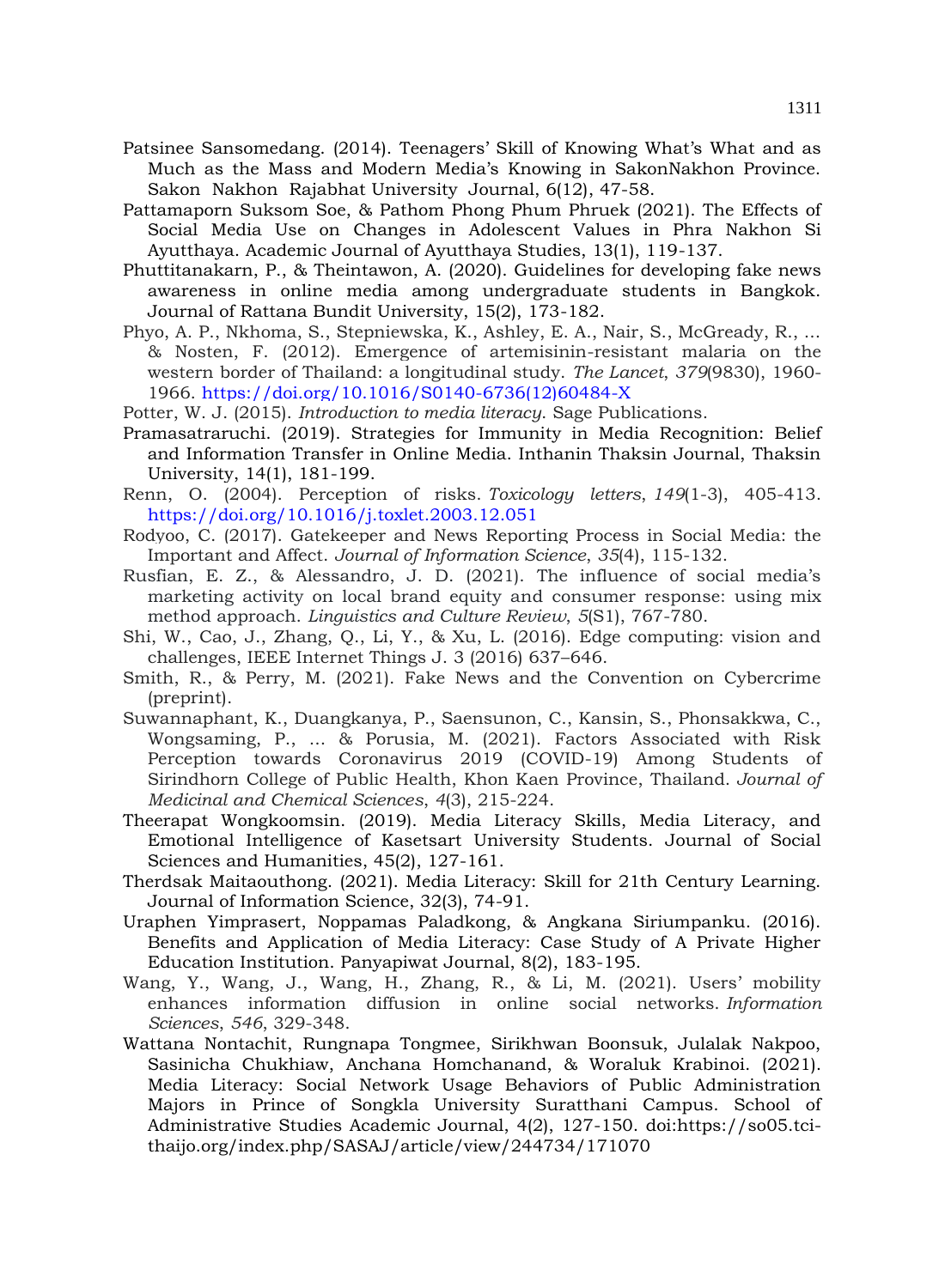Patsinee Sansomedang. (2014). Teenagers' Skill of Knowing What's What and as Much as the Mass and Modern Media's Knowing in SakonNakhon Province. Sakon Nakhon Rajabhat University Journal, 6(12), 47-58.

Pattamaporn Suksom Soe, & Pathom Phong Phum Phruek (2021). The Effects of Social Media Use on Changes in Adolescent Values in Phra Nakhon Si Ayutthaya. Academic Journal of Ayutthaya Studies, 13(1), 119-137.

Phuttitanakarn, P., & Theintawon, A. (2020). Guidelines for developing fake news awareness in online media among undergraduate students in Bangkok. Journal of Rattana Bundit University, 15(2), 173-182.

Phyo, A. P., Nkhoma, S., Stepniewska, K., Ashley, E. A., Nair, S., McGready, R., ... & Nosten, F. (2012). Emergence of artemisinin-resistant malaria on the western border of Thailand: a longitudinal study. *The Lancet*, *379*(9830), 1960-1966. https://doi.org/10.1016/S0140-6736(12)60484-X

Potter, W. J. (2015). *Introduction to media literacy*. Sage Publications.

Pramasatraruchi. (2019). Strategies for Immunity in Media Recognition: Belief and Information Transfer in Online Media. Inthanin Thaksin Journal, Thaksin University, 14(1), 181-199.

Renn, O. (2004). Perception of risks. *Toxicology letters*, *149*(1-3), 405-413. https://doi.org/10.1016/j.toxlet.2003.12.051

Rodyoo, C. (2017). Gatekeeper and News Reporting Process in Social Media: the Important and Affect. *Journal of Information Science*, *35*(4), 115-132.

Rusfian, E. Z., & Alessandro, J. D. (2021). The influence of social media's marketing activity on local brand equity and consumer response: using mix method approach. *Linguistics and Culture Review*, *5*(S1), 767-780.

Shi, W., Cao, J., Zhang, Q., Li, Y., & Xu, L. (2016). Edge computing: vision and challenges, IEEE Internet Things J. 3 (2016) 637–646.

Smith, R., & Perry, M. (2021). Fake News and the Convention on Cybercrime (preprint).

Suwannaphant, K., Duangkanya, P., Saensunon, C., Kansin, S., Phonsakkwa, C., Wongsaming, P., ... & Porusia, M. (2021). Factors Associated with Risk Perception towards Coronavirus 2019 (COVID-19) Among Students of Sirindhorn College of Public Health, Khon Kaen Province, Thailand. *Journal of Medicinal and Chemical Sciences*, *4*(3), 215-224.

Theerapat Wongkoomsin. (2019). Media Literacy Skills, Media Literacy, and Emotional Intelligence of Kasetsart University Students. Journal of Social Sciences and Humanities, 45(2), 127-161.

Therdsak Maitaouthong. (2021). Media Literacy: Skill for 21th Century Learning. Journal of Information Science, 32(3), 74-91.

Uraphen Yimprasert, Noppamas Paladkong, & Angkana Siriumpanku. (2016). Benefits and Application of Media Literacy: Case Study of A Private Higher Education Institution. Panyapiwat Journal, 8(2), 183-195.

Wang, Y., Wang, J., Wang, H., Zhang, R., & Li, M. (2021). Users' mobility enhances information diffusion in online social networks. *Information Sciences*, *546*, 329-348.

Wattana Nontachit, Rungnapa Tongmee, Sirikhwan Boonsuk, Julalak Nakpoo, Sasinicha Chukhiaw, Anchana Homchanand, & Woraluk Krabinoi. (2021). Media Literacy: Social Network Usage Behaviors of Public Administration Majors in Prince of Songkla University Suratthani Campus. School of Administrative Studies Academic Journal, 4(2), 127-150. doi:https://so05.tci-thaijo.org/index.php/SASAJ/article/view/244734/171070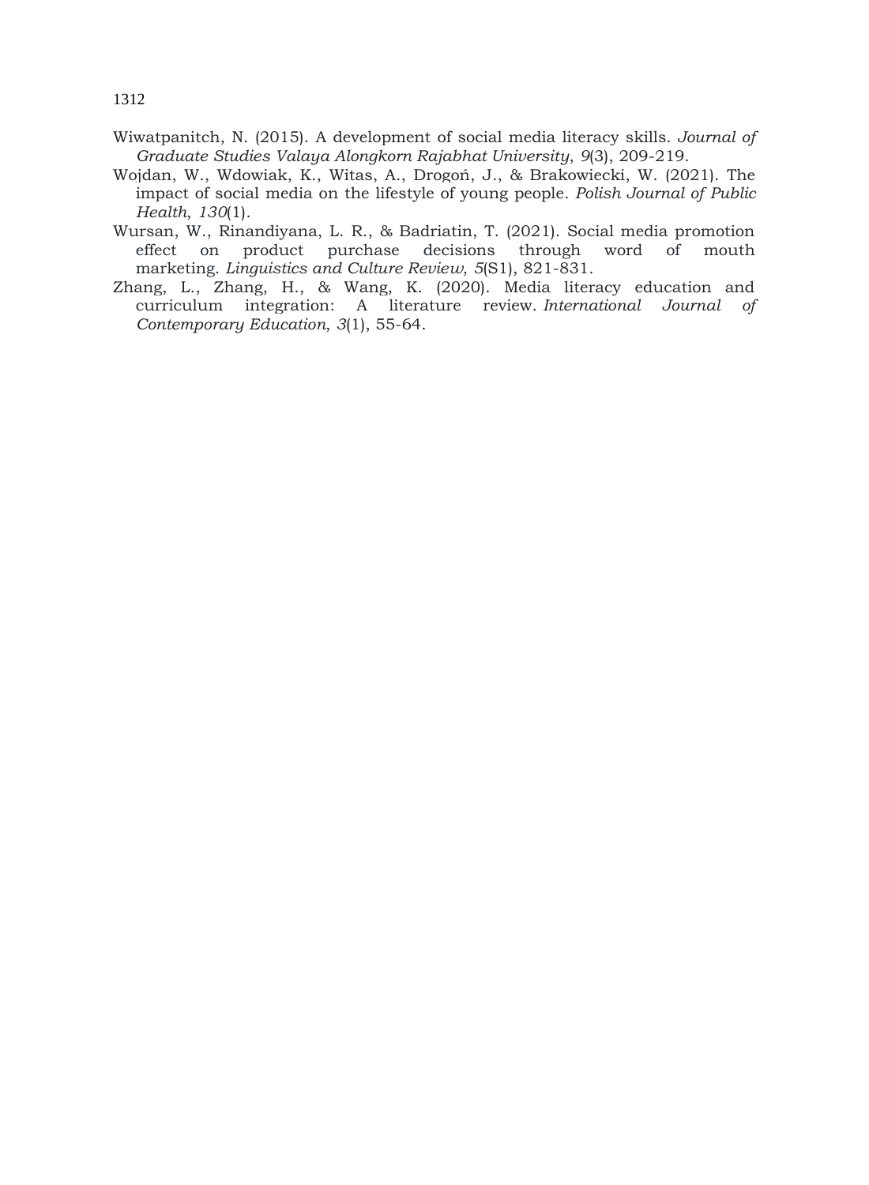Wiwatpanitch, N. (2015). A development of social media literacy skills. *Journal of Graduate Studies Valaya Alongkorn Rajabhat University*, *9*(3), 209-219.

Wojdan, W., Wdowiak, K., Witas, A., Drogoń, J., & Brakowiecki, W. (2021). The impact of social media on the lifestyle of young people. *Polish Journal of Public Health*, *130*(1).

Wursan, W., Rinandiyana, L. R., & Badriatin, T. (2021). Social media promotion effect on product purchase decisions through word of mouth marketing. *Linguistics and Culture Review*, *5*(S1), 821-831.

Zhang, L., Zhang, H., & Wang, K. (2020). Media literacy education and curriculum integration: A literature review. *International Journal of Contemporary Education*, *3*(1), 55-64.